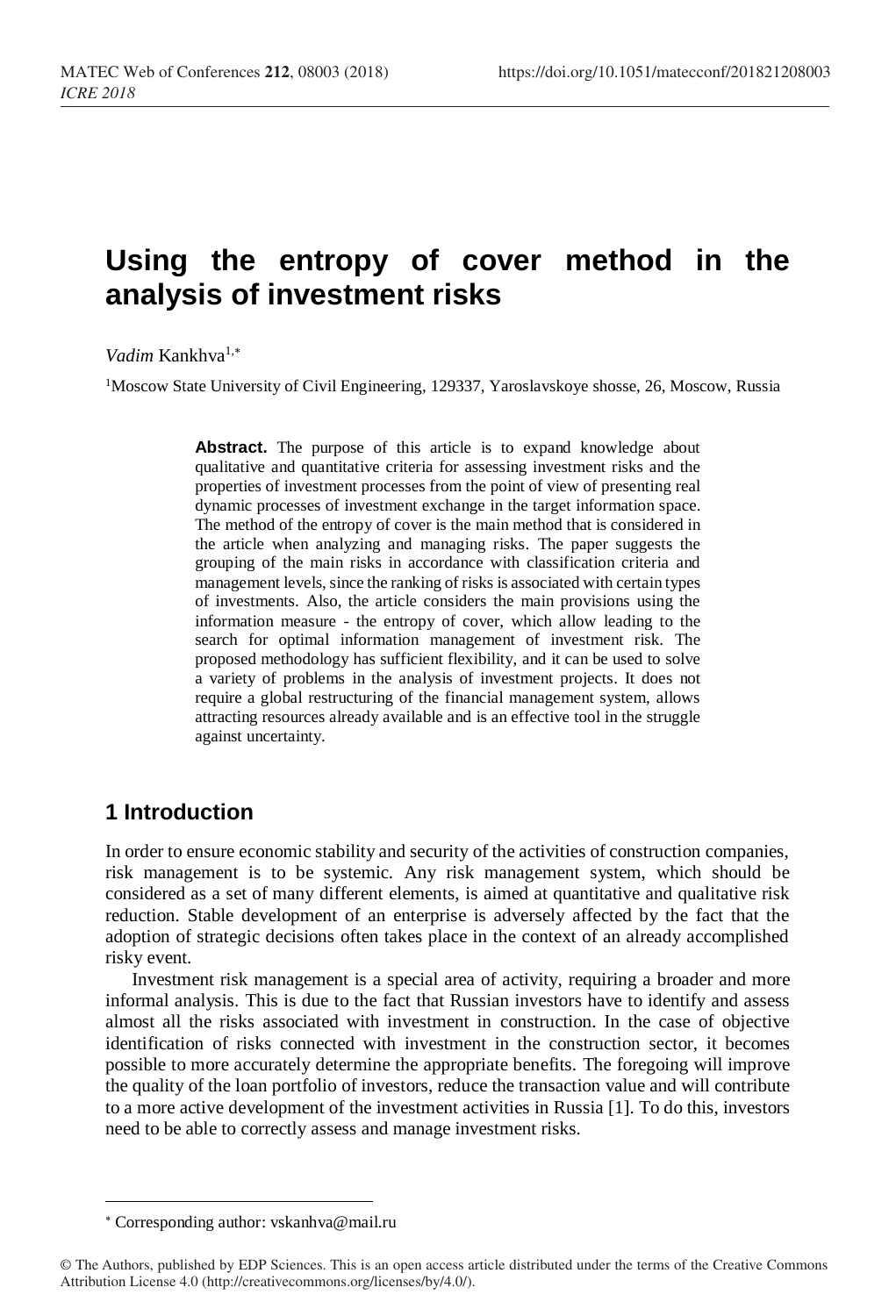# Using the entropy of cover method in the analysis of investment risks

*Vadim* Kankhva[1,*]

[1]Moscow State University of Civil Engineering, 129337, Yaroslavskoye shosse, 26, Moscow, Russia

**Abstract.** The purpose of this article is to expand knowledge about qualitative and quantitative criteria for assessing investment risks and the properties of investment processes from the point of view of presenting real dynamic processes of investment exchange in the target information space. The method of the entropy of cover is the main method that is considered in the article when analyzing and managing risks. The paper suggests the grouping of the main risks in accordance with classification criteria and management levels, since the ranking of risks is associated with certain types of investments. Also, the article considers the main provisions using the information measure - the entropy of cover, which allow leading to the search for optimal information management of investment risk. The proposed methodology has sufficient flexibility, and it can be used to solve a variety of problems in the analysis of investment projects. It does not require a global restructuring of the financial management system, allows attracting resources already available and is an effective tool in the struggle against uncertainty.

## 1 Introduction

In order to ensure economic stability and security of the activities of construction companies, risk management is to be systemic. Any risk management system, which should be considered as a set of many different elements, is aimed at quantitative and qualitative risk reduction. Stable development of an enterprise is adversely affected by the fact that the adoption of strategic decisions often takes place in the context of an already accomplished risky event.

Investment risk management is a special area of activity, requiring a broader and more informal analysis. This is due to the fact that Russian investors have to identify and assess almost all the risks associated with investment in construction. In the case of objective identification of risks connected with investment in the construction sector, it becomes possible to more accurately determine the appropriate benefits. The foregoing will improve the quality of the loan portfolio of investors, reduce the transaction value and will contribute to a more active development of the investment activities in Russia [1]. To do this, investors need to be able to correctly assess and manage investment risks.

---

[*] Corresponding author: vskanhva@mail.ru

© The Authors, published by EDP Sciences. This is an open access article distributed under the terms of the Creative Commons Attribution License 4.0 (http://creativecommons.org/licenses/by/4.0/).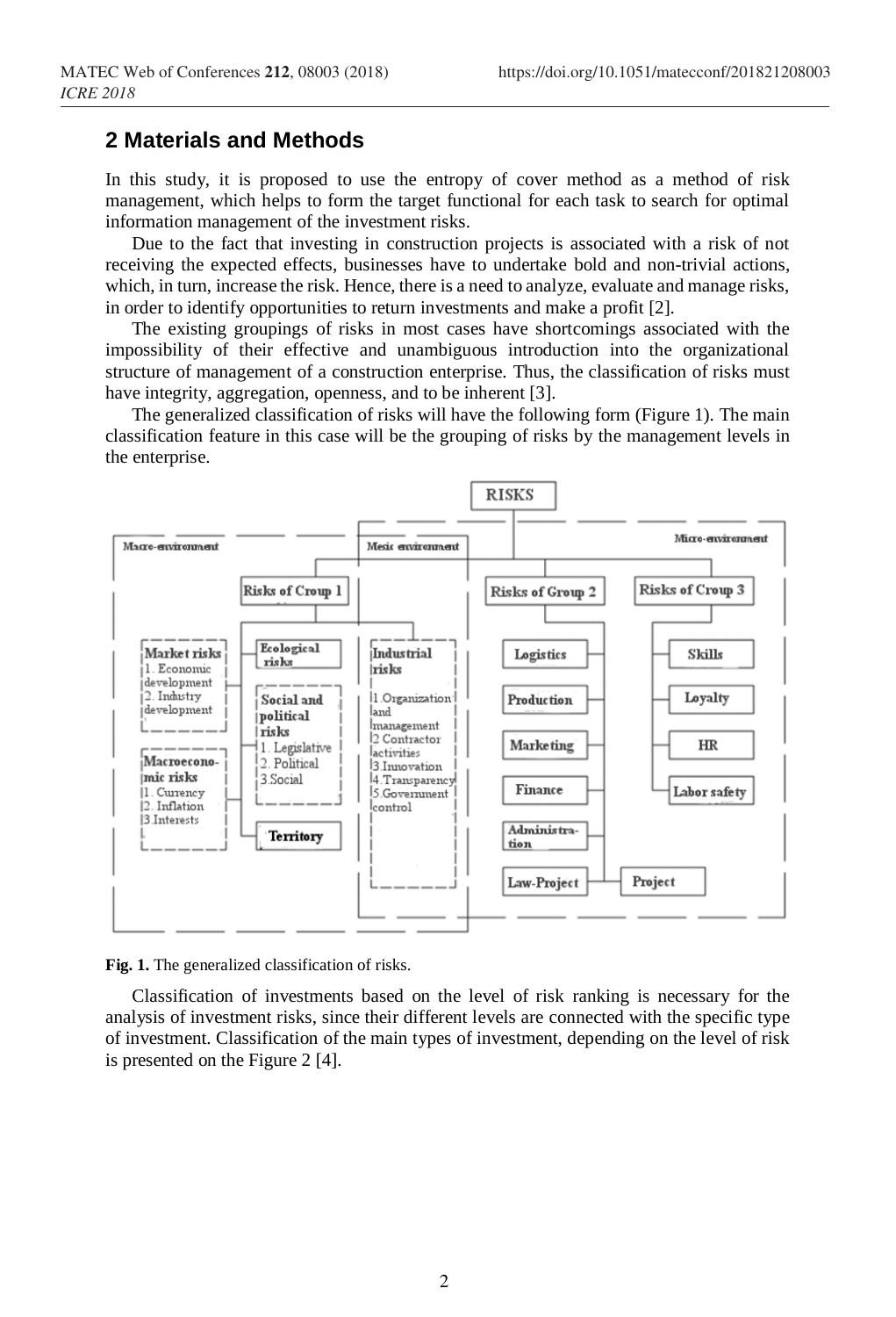## 2 Materials and Methods

In this study, it is proposed to use the entropy of cover method as a method of risk management, which helps to form the target functional for each task to search for optimal information management of the investment risks.

Due to the fact that investing in construction projects is associated with a risk of not receiving the expected effects, businesses have to undertake bold and non-trivial actions, which, in turn, increase the risk. Hence, there is a need to analyze, evaluate and manage risks, in order to identify opportunities to return investments and make a profit [2].

The existing groupings of risks in most cases have shortcomings associated with the impossibility of their effective and unambiguous introduction into the organizational structure of management of a construction enterprise. Thus, the classification of risks must have integrity, aggregation, openness, and to be inherent [3].

The generalized classification of risks will have the following form (Figure 1). The main classification feature in this case will be the grouping of risks by the management levels in the enterprise.

RISKS

Macro-environment

Mesic environment

Micro-environment

Risks of Croup 1

Risks of Group 2

Risks of Croup 3

Market risks
1. Economic development
2. Industry development

Macroeconomic risks
1. Currency
2. Inflation
3.Interests

Ecological risks

Social and political risks
1. Legislative
2. Political
3.Social

Territory

Industrial risks
1.Organization and management
2 Contractor activities
3.Innovation
4.Transparency
5.Government control

Logistics

Production

Marketing

Finance

Administration

Law-Project

Project

Skills

Loyalty

HR

Labor safety

**Fig. 1.** The generalized classification of risks.

Classification of investments based on the level of risk ranking is necessary for the analysis of investment risks, since their different levels are connected with the specific type of investment. Classification of the main types of investment, depending on the level of risk is presented on the Figure 2 [4].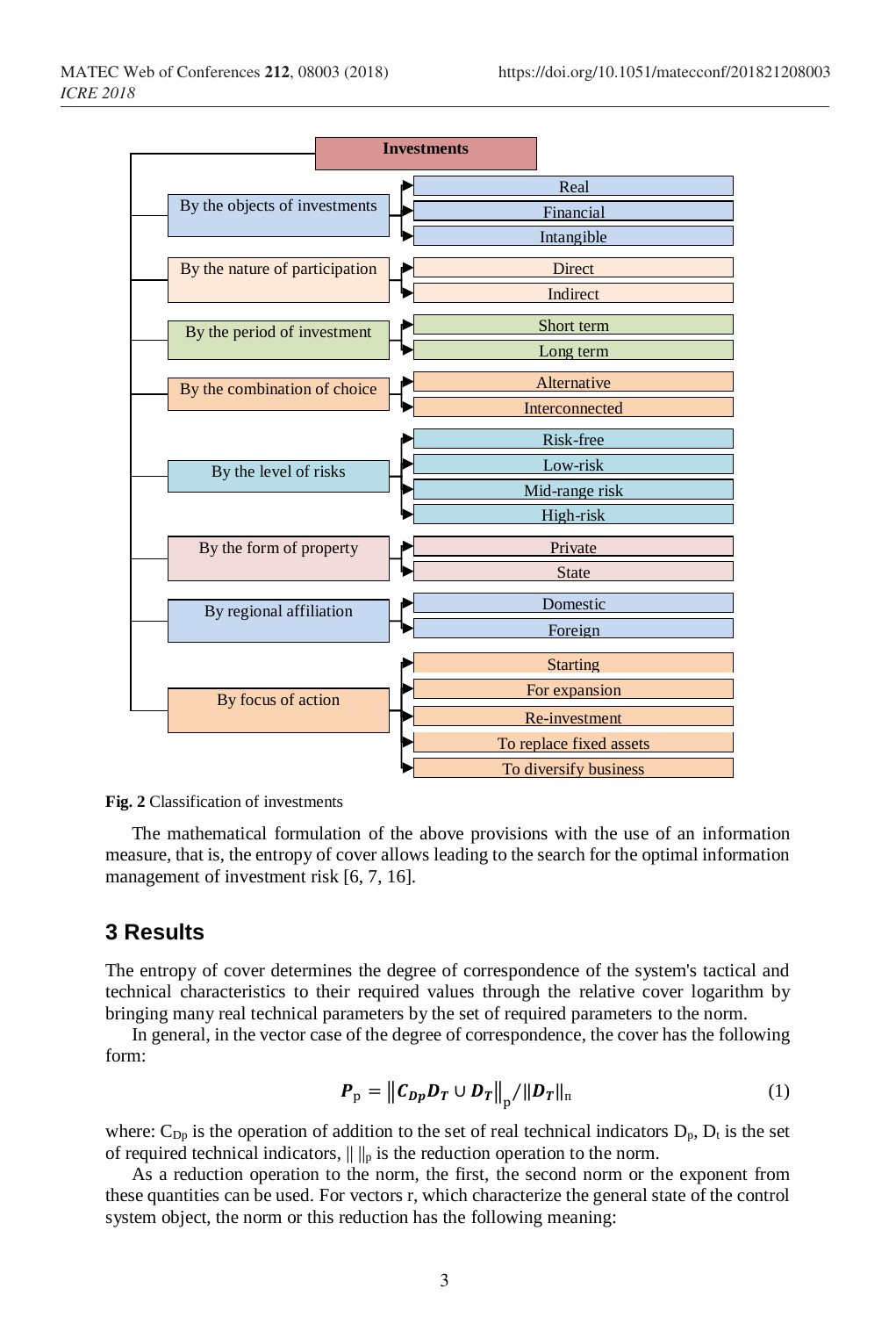Investments

By the objects of investments
Real
Financial
Intangible

By the nature of participation
Direct
Indirect

By the period of investment
Short term
Long term

By the combination of choice
Alternative
Interconnected

By the level of risks
Risk-free
Low-risk
Mid-range risk
High-risk

By the form of property
Private
State

By regional affiliation
Domestic
Foreign

By focus of action
Starting
For expansion
Re-investment
To replace fixed assets
To diversify business

**Fig. 2** Classification of investments

The mathematical formulation of the above provisions with the use of an information measure, that is, the entropy of cover allows leading to the search for the optimal information management of investment risk [6, 7, 16].

## 3 Results

The entropy of cover determines the degree of correspondence of the system's tactical and technical characteristics to their required values through the relative cover logarithm by bringing many real technical parameters by the set of required parameters to the norm.

In general, in the vector case of the degree of correspondence, the cover has the following form:

$$\boldsymbol{P}_{\text{p}} = \left\|\boldsymbol{C}_{\boldsymbol{Dp}}\boldsymbol{D}_{\boldsymbol{T}} \cup \boldsymbol{D}_{\boldsymbol{T}}\right\|_{\text{p}} / \|\boldsymbol{D}_{\boldsymbol{T}}\|_{\text{п}} \tag{1}$$

where: $C_{Dp}$ is the operation of addition to the set of real technical indicators $D_p$, $D_t$ is the set of required technical indicators, $\| \|_p$ is the reduction operation to the norm.

As a reduction operation to the norm, the first, the second norm or the exponent from these quantities can be used. For vectors r, which characterize the general state of the control system object, the norm or this reduction has the following meaning: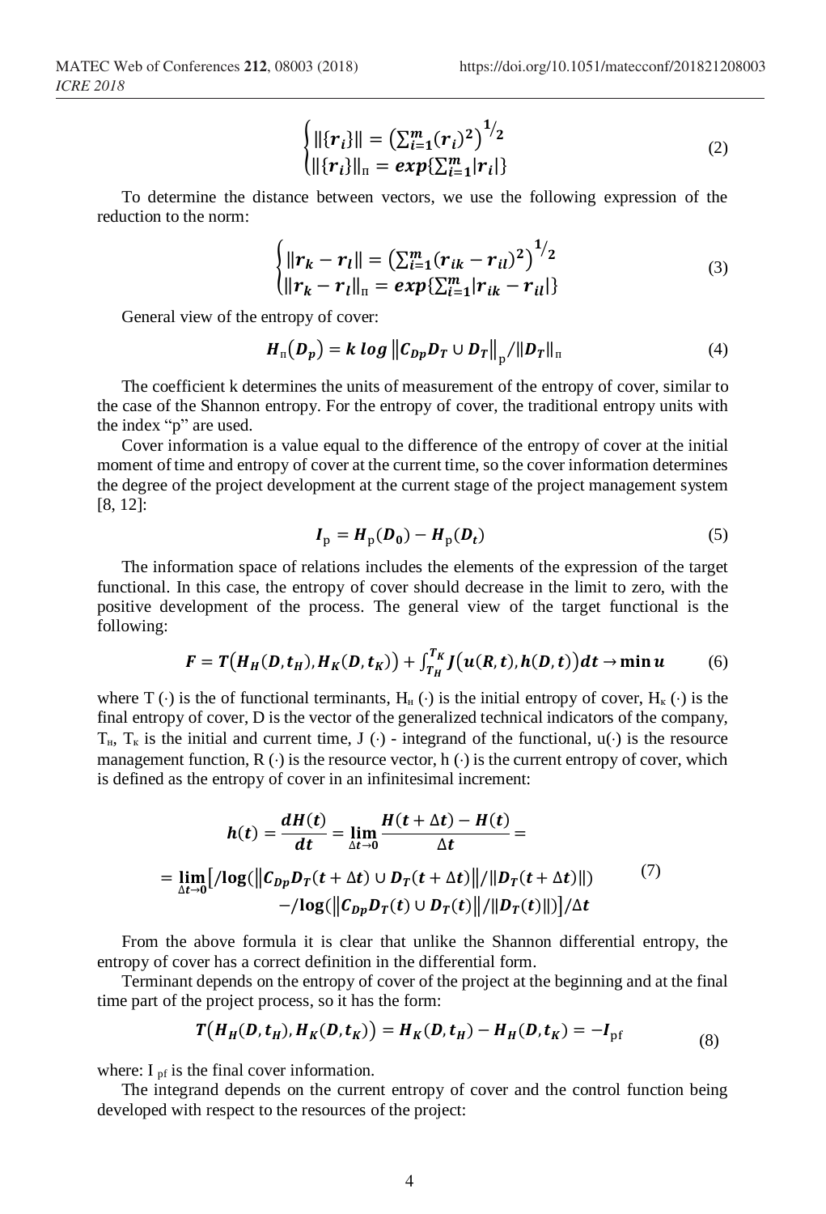$$\begin{cases} \|\{r_i\}\| = \left(\sum_{i=1}^{m} (r_i)^2\right)^{1/2} \\ \|\{r_i\}\|_{\text{п}} = exp\{\sum_{i=1}^{m} |r_i|\} \end{cases} \tag{2}$$

To determine the distance between vectors, we use the following expression of the reduction to the norm:

$$\begin{cases} \|r_k - r_l\| = \left(\sum_{i=1}^{m} (r_{ik} - r_{il})^2\right)^{1/2} \\ \|r_k - r_l\|_{\text{п}} = exp\{\sum_{i=1}^{m} |r_{ik} - r_{il}|\} \end{cases} \tag{3}$$

General view of the entropy of cover:

$$H_{\text{п}}(D_p) = k \log \left\|C_{Dp} D_T \cup D_T\right\|_{\text{p}} / \|D_T\|_{\text{п}} \tag{4}$$

The coefficient k determines the units of measurement of the entropy of cover, similar to the case of the Shannon entropy. For the entropy of cover, the traditional entropy units with the index "p" are used.

Cover information is a value equal to the difference of the entropy of cover at the initial moment of time and entropy of cover at the current time, so the cover information determines the degree of the project development at the current stage of the project management system [8, 12]:

$$I_{\text{p}} = H_{\text{p}}(D_0) - H_{\text{p}}(D_t) \tag{5}$$

The information space of relations includes the elements of the expression of the target functional. In this case, the entropy of cover should decrease in the limit to zero, with the positive development of the process. The general view of the target functional is the following:

$$F = T\left(H_H(D, t_H), H_K(D, t_K)\right) + \int_{T_H}^{T_K} J\left(u(R, t), h(D, t)\right) dt \rightarrow \min u \tag{6}$$

where T (·) is the of functional terminants, $H_{\text{н}}$ (·) is the initial entropy of cover, $H_{\text{к}}$ (·) is the final entropy of cover, D is the vector of the generalized technical indicators of the company, $T_{\text{н}}$, $T_{\text{к}}$ is the initial and current time, J (·) - integrand of the functional, u(·) is the resource management function, R (·) is the resource vector, h (·) is the current entropy of cover, which is defined as the entropy of cover in an infinitesimal increment:

$$\begin{aligned} h(t) &= \frac{dH(t)}{dt} = \lim_{\Delta t \to 0} \frac{H(t + \Delta t) - H(t)}{\Delta t} = \\ &= \lim_{\Delta t \to 0} \left[ /\log(\left\|C_{Dp} D_T(t + \Delta t) \cup D_T(t + \Delta t)\right\| / \|D_T(t + \Delta t)\|) \right. \\ &\qquad \left. - /\log(\left\|C_{Dp} D_T(t) \cup D_T(t)\right\| / \|D_T(t)\|) \right] / \Delta t \end{aligned} \tag{7}$$

From the above formula it is clear that unlike the Shannon differential entropy, the entropy of cover has a correct definition in the differential form.

Terminant depends on the entropy of cover of the project at the beginning and at the final time part of the project process, so it has the form:

$$T\left(H_H(D, t_H), H_K(D, t_K)\right) = H_K(D, t_H) - H_H(D, t_K) = -I_{\text{pf}} \tag{8}$$

where: $I_{\text{pf}}$ is the final cover information.

The integrand depends on the current entropy of cover and the control function being developed with respect to the resources of the project: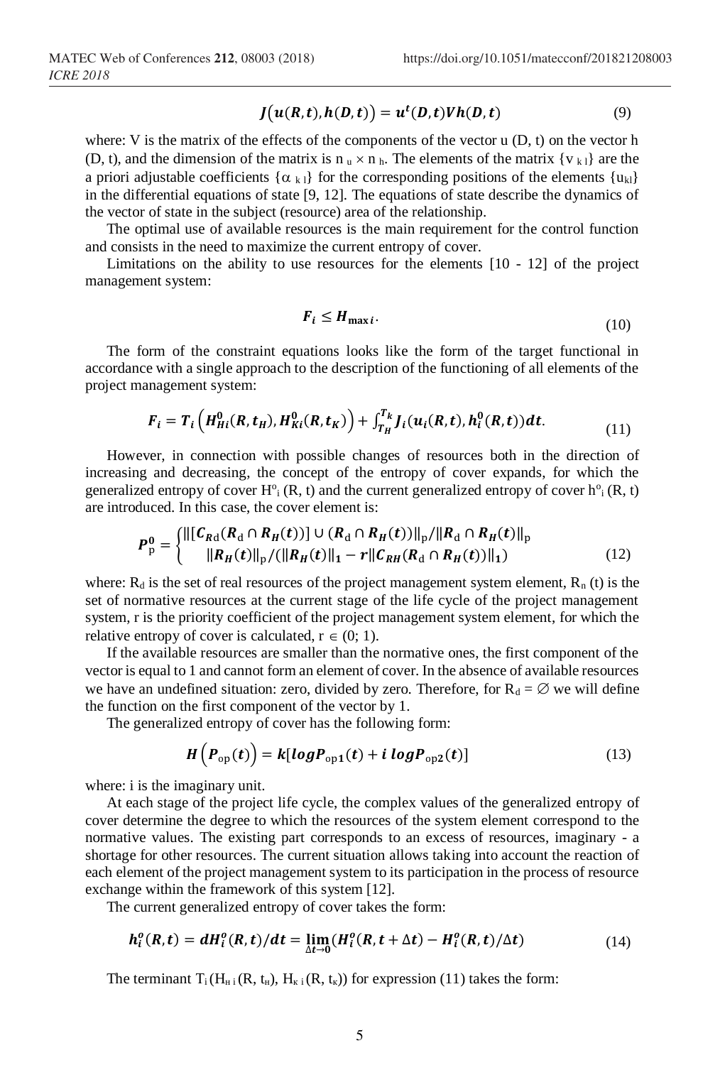$$J\big(u(R,t),h(D,t)\big)=u^{t}(D,t)Vh(D,t) \tag{9}$$

where: V is the matrix of the effects of the components of the vector u (D, t) on the vector h (D, t), and the dimension of the matrix is $n_u \times n_h$. The elements of the matrix $\{v_{kl}\}$ are the a priori adjustable coefficients $\{\alpha_{kl}\}$ for the corresponding positions of the elements $\{u_{kl}\}$ in the differential equations of state [9, 12]. The equations of state describe the dynamics of the vector of state in the subject (resource) area of the relationship.

The optimal use of available resources is the main requirement for the control function and consists in the need to maximize the current entropy of cover.

Limitations on the ability to use resources for the elements [10 - 12] of the project management system:

$$F_i \le H_{\max i}. \tag{10}$$

The form of the constraint equations looks like the form of the target functional in accordance with a single approach to the description of the functioning of all elements of the project management system:

$$F_i = T_i\left(H^0_{Hi}(R,t_H),H^0_{Ki}(R,t_K)\right)+\int_{T_H}^{T_k} J_i\big(u_i(R,t),h^0_i(R,t)\big)dt. \tag{11}$$

However, in connection with possible changes of resources both in the direction of increasing and decreasing, the concept of the entropy of cover expands, for which the generalized entropy of cover $H^o_i$ (R, t) and the current generalized entropy of cover $h^o_i$ (R, t) are introduced. In this case, the cover element is:

$$P^0_{\mathrm{p}}=\begin{cases}\|[C_{R\mathrm{d}}(R_{\mathrm{d}}\cap R_H(t))]\cup(R_{\mathrm{d}}\cap R_H(t))\|_{\mathrm{p}}/\|R_{\mathrm{d}}\cap R_H(t)\|_{\mathrm{p}}\\ \|R_H(t)\|_{\mathrm{p}}/(\|R_H(t)\|_1 - r\|C_{RH}(R_{\mathrm{d}}\cap R_H(t))\|_1)\end{cases} \tag{12}$$

where: $R_d$ is the set of real resources of the project management system element, $R_n$ (t) is the set of normative resources at the current stage of the life cycle of the project management system, r is the priority coefficient of the project management system element, for which the relative entropy of cover is calculated, $r \in (0; 1)$.

If the available resources are smaller than the normative ones, the first component of the vector is equal to 1 and cannot form an element of cover. In the absence of available resources we have an undefined situation: zero, divided by zero. Therefore, for $R_d = \varnothing$ we will define the function on the first component of the vector by 1.

The generalized entropy of cover has the following form:

$$H\left(P_{\mathrm{op}}(t)\right)=k[\log P_{\mathrm{op}1}(t)+i\log P_{\mathrm{op}2}(t)] \tag{13}$$

where: i is the imaginary unit.

At each stage of the project life cycle, the complex values of the generalized entropy of cover determine the degree to which the resources of the system element correspond to the normative values. The existing part corresponds to an excess of resources, imaginary - a shortage for other resources. The current situation allows taking into account the reaction of each element of the project management system to its participation in the process of resource exchange within the framework of this system [12].

The current generalized entropy of cover takes the form:

$$h^o_i(R,t)=dH^o_i(R,t)/dt=\lim_{\Delta t\to 0}(H^o_i(R,t+\Delta t)-H^o_i(R,t)/\Delta t) \tag{14}$$

The terminant $T_i(H_{н\,i}(R, t_н), H_{к\,i}(R, t_к))$ for expression (11) takes the form: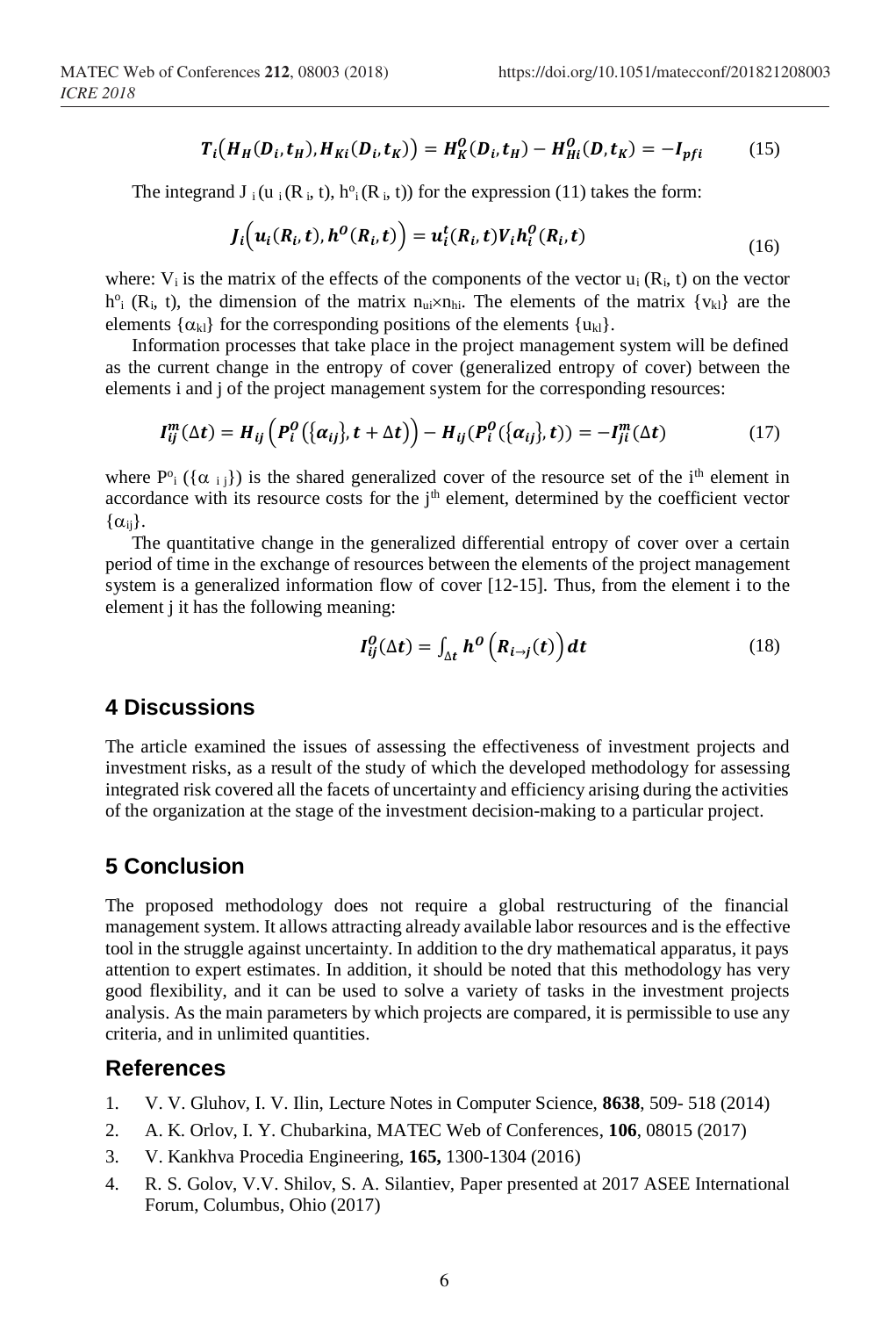$$T_i\big(H_H(D_i,t_H),H_{Ki}(D_i,t_K)\big) = H_K^O(D_i,t_H) - H_{Hi}^O(D,t_K) = -I_{pfi} \tag{15}$$

The integrand $J_i(u_i(R_i, t), h^o_i(R_i, t))$ for the expression (11) takes the form:

$$J_i\Big(u_i(R_i,t),h^O(R_i,t)\Big) = u_i^t(R_i,t)V_i h_i^O(R_i,t) \tag{16}$$

where: $V_i$ is the matrix of the effects of the components of the vector $u_i(R_i, t)$ on the vector $h^o_i(R_i, t)$, the dimension of the matrix $n_{ui} \times n_{hi}$. The elements of the matrix $\{v_{kl}\}$ are the elements $\{\alpha_{kl}\}$ for the corresponding positions of the elements $\{u_{kl}\}$.

Information processes that take place in the project management system will be defined as the current change in the entropy of cover (generalized entropy of cover) between the elements i and j of the project management system for the corresponding resources:

$$I_{ij}^m(\Delta t) = H_{ij}\left(P_i^O(\{\alpha_{ij}\},t+\Delta t)\right) - H_{ij}(P_i^O(\{\alpha_{ij}\},t)) = -I_{ji}^m(\Delta t) \tag{17}$$

where $P^o_i(\{\alpha_{ij}\})$ is the shared generalized cover of the resource set of the i[th] element in accordance with its resource costs for the j[th] element, determined by the coefficient vector $\{\alpha_{ij}\}$.

The quantitative change in the generalized differential entropy of cover over a certain period of time in the exchange of resources between the elements of the project management system is a generalized information flow of cover [12-15]. Thus, from the element i to the element j it has the following meaning:

$$I_{ij}^O(\Delta t) = \int_{\Delta t} h^O\Big(R_{i\to j}(t)\Big)\,dt \tag{18}$$

## 4 Discussions

The article examined the issues of assessing the effectiveness of investment projects and investment risks, as a result of the study of which the developed methodology for assessing integrated risk covered all the facets of uncertainty and efficiency arising during the activities of the organization at the stage of the investment decision-making to a particular project.

## 5 Conclusion

The proposed methodology does not require a global restructuring of the financial management system. It allows attracting already available labor resources and is the effective tool in the struggle against uncertainty. In addition to the dry mathematical apparatus, it pays attention to expert estimates. In addition, it should be noted that this methodology has very good flexibility, and it can be used to solve a variety of tasks in the investment projects analysis. As the main parameters by which projects are compared, it is permissible to use any criteria, and in unlimited quantities.

## References

1. V. V. Gluhov, I. V. Ilin, Lecture Notes in Computer Science, **8638**, 509- 518 (2014)
2. A. K. Orlov, I. Y. Chubarkina, MATEC Web of Conferences, **106**, 08015 (2017)
3. V. Kankhva Procedia Engineering, **165,** 1300-1304 (2016)
4. R. S. Golov, V.V. Shilov, S. A. Silantiev, Paper presented at 2017 ASEE International Forum, Columbus, Ohio (2017)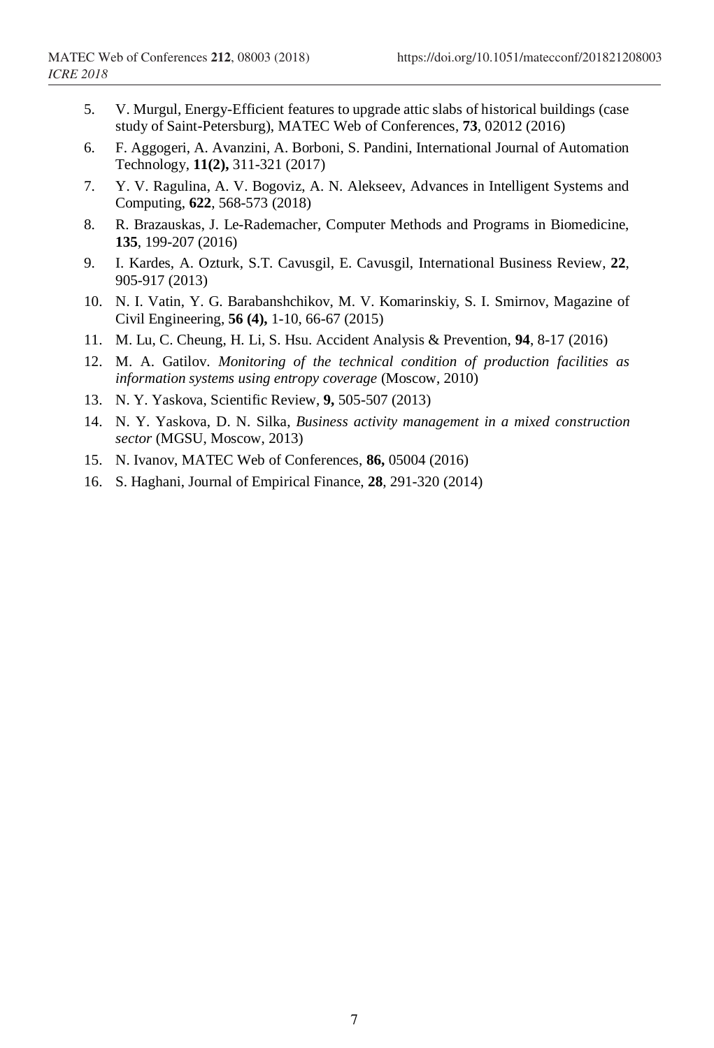5. V. Murgul, Energy-Efficient features to upgrade attic slabs of historical buildings (case study of Saint-Petersburg), MATEC Web of Conferences, **73**, 02012 (2016)
6. F. Aggogeri, A. Avanzini, A. Borboni, S. Pandini, International Journal of Automation Technology, **11(2),** 311-321 (2017)
7. Y. V. Ragulina, A. V. Bogoviz, A. N. Alekseev, Advances in Intelligent Systems and Computing, **622**, 568-573 (2018)
8. R. Brazauskas, J. Le-Rademacher, Computer Methods and Programs in Biomedicine, **135**, 199-207 (2016)
9. I. Kardes, A. Ozturk, S.T. Cavusgil, E. Cavusgil, International Business Review, **22**, 905-917 (2013)
10. N. I. Vatin, Y. G. Barabanshchikov, M. V. Komarinskiy, S. I. Smirnov, Magazine of Civil Engineering, **56 (4),** 1-10, 66-67 (2015)
11. M. Lu, C. Cheung, H. Li, S. Hsu. Accident Analysis & Prevention, **94**, 8-17 (2016)
12. M. A. Gatilov. *Monitoring of the technical condition of production facilities as information systems using entropy coverage* (Moscow, 2010)
13. N. Y. Yaskova, Scientific Review, **9,** 505-507 (2013)
14. N. Y. Yaskova, D. N. Silka, *Business activity management in a mixed construction sector* (MGSU, Moscow, 2013)
15. N. Ivanov, MATEC Web of Conferences, **86,** 05004 (2016)
16. S. Haghani, Journal of Empirical Finance, **28**, 291-320 (2014)